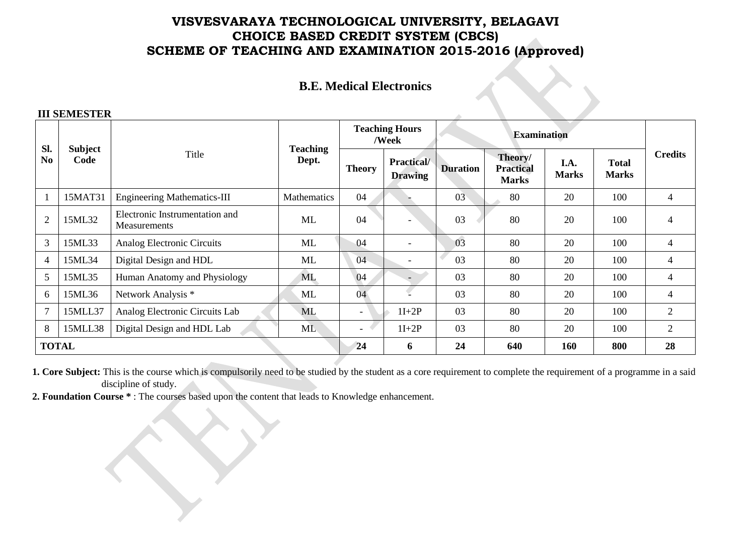# VISVESVARAYA TECHNOLOGICAL UNIVERSITY, BELAGAVI
# CHOICE BASED CREDIT SYSTEM (CBCS)
# SCHEME OF TEACHING AND EXAMINATION 2015-2016 (Approved)

## B.E. Medical Electronics

**III SEMESTER**

| Sl. No | Subject Code | Title | Teaching Dept. | Teaching Hours /Week | | Examination | | | | Credits |
|---|---|---|---|---|---|---|---|---|---|---|
| | | | | Theory | Practical/ Drawing | Duration | Theory/ Practical Marks | I.A. Marks | Total Marks | |
| 1 | 15MAT31 | Engineering Mathematics-III | Mathematics | 04 | - | 03 | 80 | 20 | 100 | 4 |
| 2 | 15ML32 | Electronic Instrumentation and Measurements | ML | 04 | - | 03 | 80 | 20 | 100 | 4 |
| 3 | 15ML33 | Analog Electronic Circuits | ML | 04 | - | 03 | 80 | 20 | 100 | 4 |
| 4 | 15ML34 | Digital Design and HDL | ML | 04 | - | 03 | 80 | 20 | 100 | 4 |
| 5 | 15ML35 | Human Anatomy and Physiology | ML | 04 | - | 03 | 80 | 20 | 100 | 4 |
| 6 | 15ML36 | Network Analysis * | ML | 04 | - | 03 | 80 | 20 | 100 | 4 |
| 7 | 15MLL37 | Analog Electronic Circuits Lab | ML | - | 1I+2P | 03 | 80 | 20 | 100 | 2 |
| 8 | 15MLL38 | Digital Design and HDL Lab | ML | - | 1I+2P | 03 | 80 | 20 | 100 | 2 |
| **TOTAL** | | | | **24** | **6** | **24** | **640** | **160** | **800** | **28** |

**1. Core Subject:** This is the course which is compulsorily need to be studied by the student as a core requirement to complete the requirement of a programme in a said discipline of study.

**2. Foundation Course *** : The courses based upon the content that leads to Knowledge enhancement.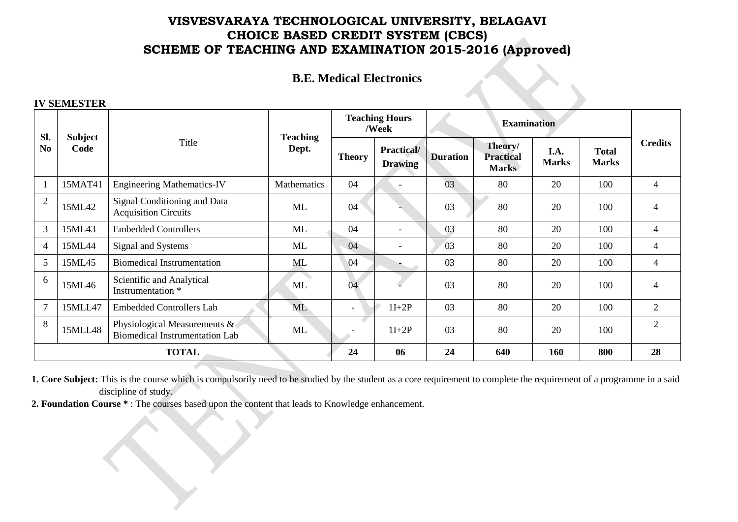# VISVESVARAYA TECHNOLOGICAL UNIVERSITY, BELAGAVI
# CHOICE BASED CREDIT SYSTEM (CBCS)
# SCHEME OF TEACHING AND EXAMINATION 2015-2016 (Approved)

## B.E. Medical Electronics

**IV SEMESTER**

| Sl. No | Subject Code | Title | Teaching Dept. | Teaching Hours /Week | | Examination | | | | Credits |
|---|---|---|---|---|---|---|---|---|---|---|
| | | | | Theory | Practical/ Drawing | Duration | Theory/ Practical Marks | I.A. Marks | Total Marks | |
| 1 | 15MAT41 | Engineering Mathematics-IV | Mathematics | 04 | - | 03 | 80 | 20 | 100 | 4 |
| 2 | 15ML42 | Signal Conditioning and Data Acquisition Circuits | ML | 04 | - | 03 | 80 | 20 | 100 | 4 |
| 3 | 15ML43 | Embedded Controllers | ML | 04 | - | 03 | 80 | 20 | 100 | 4 |
| 4 | 15ML44 | Signal and Systems | ML | 04 | - | 03 | 80 | 20 | 100 | 4 |
| 5 | 15ML45 | Biomedical Instrumentation | ML | 04 | - | 03 | 80 | 20 | 100 | 4 |
| 6 | 15ML46 | Scientific and Analytical Instrumentation * | ML | 04 | - | 03 | 80 | 20 | 100 | 4 |
| 7 | 15MLL47 | Embedded Controllers Lab | ML | - | 1I+2P | 03 | 80 | 20 | 100 | 2 |
| 8 | 15MLL48 | Physiological Measurements & Biomedical Instrumentation Lab | ML | - | 1I+2P | 03 | 80 | 20 | 100 | 2 |
| **TOTAL** | | | | **24** | **06** | **24** | **640** | **160** | **800** | **28** |

**1. Core Subject:** This is the course which is compulsorily need to be studied by the student as a core requirement to complete the requirement of a programme in a said discipline of study.

**2. Foundation Course *** : The courses based upon the content that leads to Knowledge enhancement.